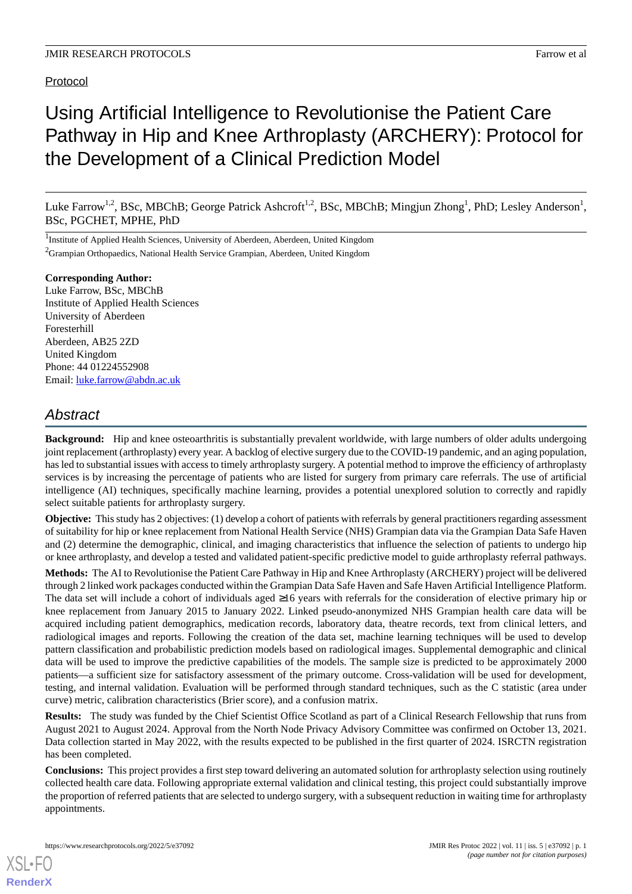Protocol

# Using Artificial Intelligence to Revolutionise the Patient Care Pathway in Hip and Knee Arthroplasty (ARCHERY): Protocol for the Development of a Clinical Prediction Model

Luke Farrow[1,2], BSc, MBChB; George Patrick Ashcroft[1,2], BSc, MBChB; Mingjun Zhong[1], PhD; Lesley Anderson[1], BSc, PGCHET, MPHE, PhD

[1]Institute of Applied Health Sciences, University of Aberdeen, Aberdeen, United Kingdom

[2]Grampian Orthopaedics, National Health Service Grampian, Aberdeen, United Kingdom

**Corresponding Author:**
Luke Farrow, BSc, MBChB
Institute of Applied Health Sciences
University of Aberdeen
Foresterhill
Aberdeen, AB25 2ZD
United Kingdom
Phone: 44 01224552908
Email: luke.farrow@abdn.ac.uk

## Abstract

**Background:** Hip and knee osteoarthritis is substantially prevalent worldwide, with large numbers of older adults undergoing joint replacement (arthroplasty) every year. A backlog of elective surgery due to the COVID-19 pandemic, and an aging population, has led to substantial issues with access to timely arthroplasty surgery. A potential method to improve the efficiency of arthroplasty services is by increasing the percentage of patients who are listed for surgery from primary care referrals. The use of artificial intelligence (AI) techniques, specifically machine learning, provides a potential unexplored solution to correctly and rapidly select suitable patients for arthroplasty surgery.

**Objective:** This study has 2 objectives: (1) develop a cohort of patients with referrals by general practitioners regarding assessment of suitability for hip or knee replacement from National Health Service (NHS) Grampian data via the Grampian Data Safe Haven and (2) determine the demographic, clinical, and imaging characteristics that influence the selection of patients to undergo hip or knee arthroplasty, and develop a tested and validated patient-specific predictive model to guide arthroplasty referral pathways.

**Methods:** The AI to Revolutionise the Patient Care Pathway in Hip and Knee Arthroplasty (ARCHERY) project will be delivered through 2 linked work packages conducted within the Grampian Data Safe Haven and Safe Haven Artificial Intelligence Platform. The data set will include a cohort of individuals aged ≥16 years with referrals for the consideration of elective primary hip or knee replacement from January 2015 to January 2022. Linked pseudo-anonymized NHS Grampian health care data will be acquired including patient demographics, medication records, laboratory data, theatre records, text from clinical letters, and radiological images and reports. Following the creation of the data set, machine learning techniques will be used to develop pattern classification and probabilistic prediction models based on radiological images. Supplemental demographic and clinical data will be used to improve the predictive capabilities of the models. The sample size is predicted to be approximately 2000 patients—a sufficient size for satisfactory assessment of the primary outcome. Cross-validation will be used for development, testing, and internal validation. Evaluation will be performed through standard techniques, such as the C statistic (area under curve) metric, calibration characteristics (Brier score), and a confusion matrix.

**Results:** The study was funded by the Chief Scientist Office Scotland as part of a Clinical Research Fellowship that runs from August 2021 to August 2024. Approval from the North Node Privacy Advisory Committee was confirmed on October 13, 2021. Data collection started in May 2022, with the results expected to be published in the first quarter of 2024. ISRCTN registration has been completed.

**Conclusions:** This project provides a first step toward delivering an automated solution for arthroplasty selection using routinely collected health care data. Following appropriate external validation and clinical testing, this project could substantially improve the proportion of referred patients that are selected to undergo surgery, with a subsequent reduction in waiting time for arthroplasty appointments.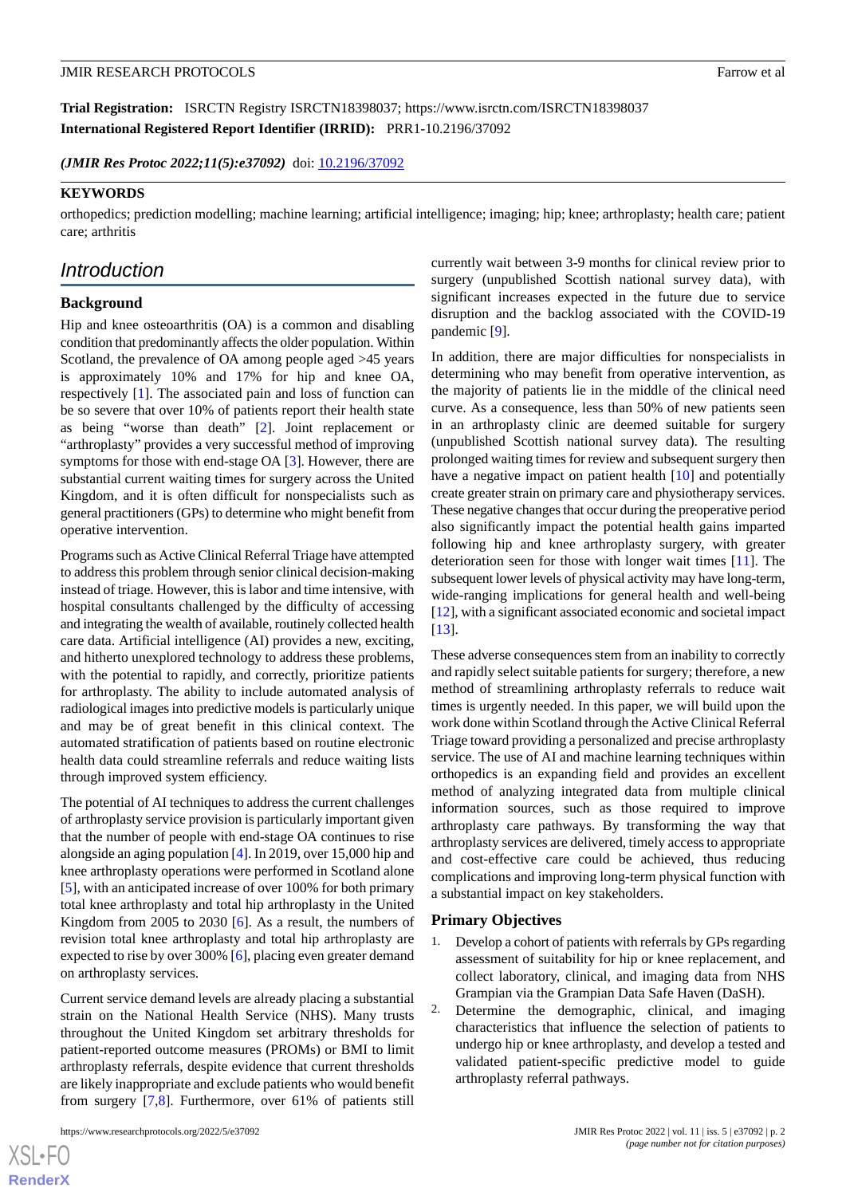**Trial Registration:** ISRCTN Registry ISRCTN18398037; https://www.isrctn.com/ISRCTN18398037

**International Registered Report Identifier (IRRID):** PRR1-10.2196/37092

*(JMIR Res Protoc 2022;11(5):e37092)* doi: 10.2196/37092

**KEYWORDS**

orthopedics; prediction modelling; machine learning; artificial intelligence; imaging; hip; knee; arthroplasty; health care; patient care; arthritis

## Introduction

### Background

Hip and knee osteoarthritis (OA) is a common and disabling condition that predominantly affects the older population. Within Scotland, the prevalence of OA among people aged >45 years is approximately 10% and 17% for hip and knee OA, respectively [1]. The associated pain and loss of function can be so severe that over 10% of patients report their health state as being "worse than death" [2]. Joint replacement or "arthroplasty" provides a very successful method of improving symptoms for those with end-stage OA [3]. However, there are substantial current waiting times for surgery across the United Kingdom, and it is often difficult for nonspecialists such as general practitioners (GPs) to determine who might benefit from operative intervention.

Programs such as Active Clinical Referral Triage have attempted to address this problem through senior clinical decision-making instead of triage. However, this is labor and time intensive, with hospital consultants challenged by the difficulty of accessing and integrating the wealth of available, routinely collected health care data. Artificial intelligence (AI) provides a new, exciting, and hitherto unexplored technology to address these problems, with the potential to rapidly, and correctly, prioritize patients for arthroplasty. The ability to include automated analysis of radiological images into predictive models is particularly unique and may be of great benefit in this clinical context. The automated stratification of patients based on routine electronic health data could streamline referrals and reduce waiting lists through improved system efficiency.

The potential of AI techniques to address the current challenges of arthroplasty service provision is particularly important given that the number of people with end-stage OA continues to rise alongside an aging population [4]. In 2019, over 15,000 hip and knee arthroplasty operations were performed in Scotland alone [5], with an anticipated increase of over 100% for both primary total knee arthroplasty and total hip arthroplasty in the United Kingdom from 2005 to 2030 [6]. As a result, the numbers of revision total knee arthroplasty and total hip arthroplasty are expected to rise by over 300% [6], placing even greater demand on arthroplasty services.

Current service demand levels are already placing a substantial strain on the National Health Service (NHS). Many trusts throughout the United Kingdom set arbitrary thresholds for patient-reported outcome measures (PROMs) or BMI to limit arthroplasty referrals, despite evidence that current thresholds are likely inappropriate and exclude patients who would benefit from surgery [7,8]. Furthermore, over 61% of patients still currently wait between 3-9 months for clinical review prior to surgery (unpublished Scottish national survey data), with significant increases expected in the future due to service disruption and the backlog associated with the COVID-19 pandemic [9].

In addition, there are major difficulties for nonspecialists in determining who may benefit from operative intervention, as the majority of patients lie in the middle of the clinical need curve. As a consequence, less than 50% of new patients seen in an arthroplasty clinic are deemed suitable for surgery (unpublished Scottish national survey data). The resulting prolonged waiting times for review and subsequent surgery then have a negative impact on patient health [10] and potentially create greater strain on primary care and physiotherapy services. These negative changes that occur during the preoperative period also significantly impact the potential health gains imparted following hip and knee arthroplasty surgery, with greater deterioration seen for those with longer wait times [11]. The subsequent lower levels of physical activity may have long-term, wide-ranging implications for general health and well-being [12], with a significant associated economic and societal impact [13].

These adverse consequences stem from an inability to correctly and rapidly select suitable patients for surgery; therefore, a new method of streamlining arthroplasty referrals to reduce wait times is urgently needed. In this paper, we will build upon the work done within Scotland through the Active Clinical Referral Triage toward providing a personalized and precise arthroplasty service. The use of AI and machine learning techniques within orthopedics is an expanding field and provides an excellent method of analyzing integrated data from multiple clinical information sources, such as those required to improve arthroplasty care pathways. By transforming the way that arthroplasty services are delivered, timely access to appropriate and cost-effective care could be achieved, thus reducing complications and improving long-term physical function with a substantial impact on key stakeholders.

### Primary Objectives

1. Develop a cohort of patients with referrals by GPs regarding assessment of suitability for hip or knee replacement, and collect laboratory, clinical, and imaging data from NHS Grampian via the Grampian Data Safe Haven (DaSH).
2. Determine the demographic, clinical, and imaging characteristics that influence the selection of patients to undergo hip or knee arthroplasty, and develop a tested and validated patient-specific predictive model to guide arthroplasty referral pathways.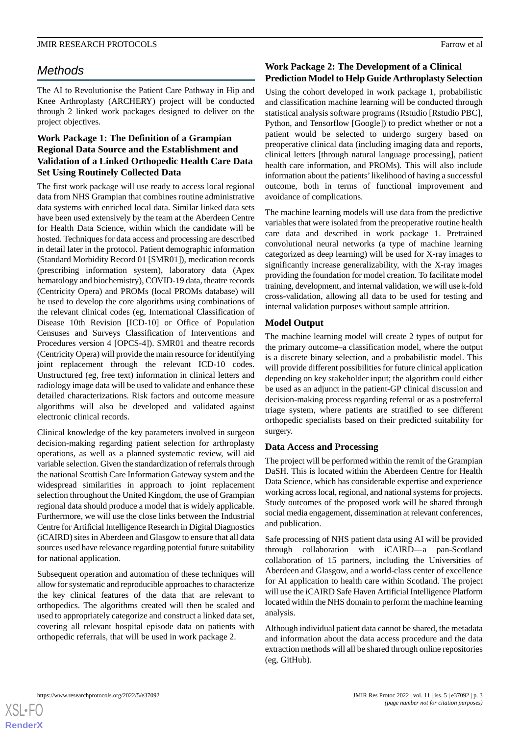## Methods

The AI to Revolutionise the Patient Care Pathway in Hip and Knee Arthroplasty (ARCHERY) project will be conducted through 2 linked work packages designed to deliver on the project objectives.

### Work Package 1: The Definition of a Grampian Regional Data Source and the Establishment and Validation of a Linked Orthopedic Health Care Data Set Using Routinely Collected Data

The first work package will use ready to access local regional data from NHS Grampian that combines routine administrative data systems with enriched local data. Similar linked data sets have been used extensively by the team at the Aberdeen Centre for Health Data Science, within which the candidate will be hosted. Techniques for data access and processing are described in detail later in the protocol. Patient demographic information (Standard Morbidity Record 01 [SMR01]), medication records (prescribing information system), laboratory data (Apex hematology and biochemistry), COVID-19 data, theatre records (Centricity Opera) and PROMs (local PROMs database) will be used to develop the core algorithms using combinations of the relevant clinical codes (eg, International Classification of Disease 10th Revision [ICD-10] or Office of Population Censuses and Surveys Classification of Interventions and Procedures version 4 [OPCS-4]). SMR01 and theatre records (Centricity Opera) will provide the main resource for identifying joint replacement through the relevant ICD-10 codes. Unstructured (eg, free text) information in clinical letters and radiology image data will be used to validate and enhance these detailed characterizations. Risk factors and outcome measure algorithms will also be developed and validated against electronic clinical records.

Clinical knowledge of the key parameters involved in surgeon decision-making regarding patient selection for arthroplasty operations, as well as a planned systematic review, will aid variable selection. Given the standardization of referrals through the national Scottish Care Information Gateway system and the widespread similarities in approach to joint replacement selection throughout the United Kingdom, the use of Grampian regional data should produce a model that is widely applicable. Furthermore, we will use the close links between the Industrial Centre for Artificial Intelligence Research in Digital Diagnostics (iCAIRD) sites in Aberdeen and Glasgow to ensure that all data sources used have relevance regarding potential future suitability for national application.

Subsequent operation and automation of these techniques will allow for systematic and reproducible approaches to characterize the key clinical features of the data that are relevant to orthopedics. The algorithms created will then be scaled and used to appropriately categorize and construct a linked data set, covering all relevant hospital episode data on patients with orthopedic referrals, that will be used in work package 2.

### Work Package 2: The Development of a Clinical Prediction Model to Help Guide Arthroplasty Selection

Using the cohort developed in work package 1, probabilistic and classification machine learning will be conducted through statistical analysis software programs (Rstudio [Rstudio PBC], Python, and Tensorflow [Google]) to predict whether or not a patient would be selected to undergo surgery based on preoperative clinical data (including imaging data and reports, clinical letters [through natural language processing], patient health care information, and PROMs). This will also include information about the patients' likelihood of having a successful outcome, both in terms of functional improvement and avoidance of complications.

The machine learning models will use data from the predictive variables that were isolated from the preoperative routine health care data and described in work package 1. Pretrained convolutional neural networks (a type of machine learning categorized as deep learning) will be used for X-ray images to significantly increase generalizability, with the X-ray images providing the foundation for model creation. To facilitate model training, development, and internal validation, we will use k-fold cross-validation, allowing all data to be used for testing and internal validation purposes without sample attrition.

### Model Output

The machine learning model will create 2 types of output for the primary outcome–a classification model, where the output is a discrete binary selection, and a probabilistic model. This will provide different possibilities for future clinical application depending on key stakeholder input; the algorithm could either be used as an adjunct in the patient-GP clinical discussion and decision-making process regarding referral or as a postreferral triage system, where patients are stratified to see different orthopedic specialists based on their predicted suitability for surgery.

### Data Access and Processing

The project will be performed within the remit of the Grampian DaSH. This is located within the Aberdeen Centre for Health Data Science, which has considerable expertise and experience working across local, regional, and national systems for projects. Study outcomes of the proposed work will be shared through social media engagement, dissemination at relevant conferences, and publication.

Safe processing of NHS patient data using AI will be provided through collaboration with iCAIRD—a pan-Scotland collaboration of 15 partners, including the Universities of Aberdeen and Glasgow, and a world-class center of excellence for AI application to health care within Scotland. The project will use the iCAIRD Safe Haven Artificial Intelligence Platform located within the NHS domain to perform the machine learning analysis.

Although individual patient data cannot be shared, the metadata and information about the data access procedure and the data extraction methods will all be shared through online repositories (eg, GitHub).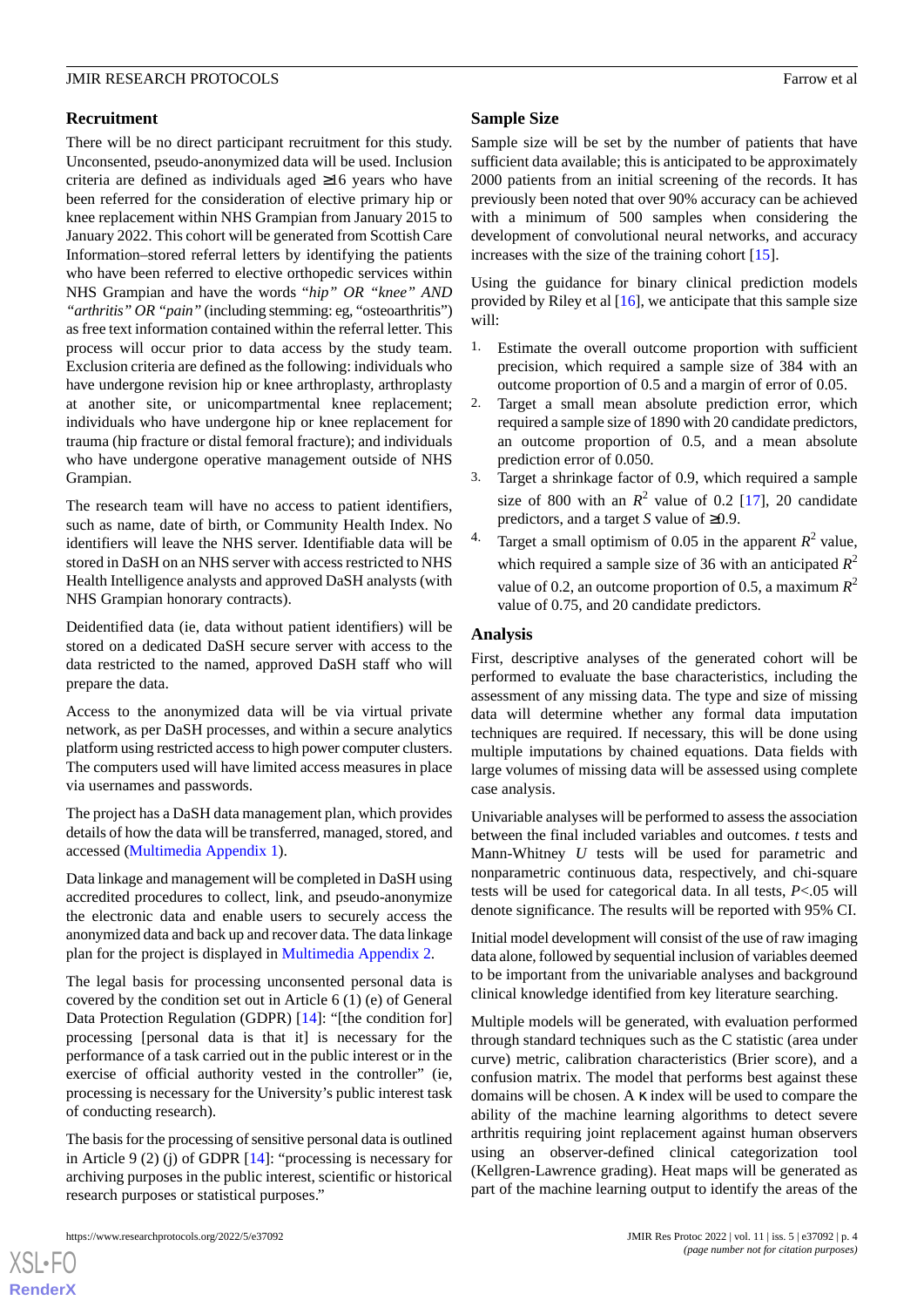## Recruitment

There will be no direct participant recruitment for this study. Unconsented, pseudo-anonymized data will be used. Inclusion criteria are defined as individuals aged ≥16 years who have been referred for the consideration of elective primary hip or knee replacement within NHS Grampian from January 2015 to January 2022. This cohort will be generated from Scottish Care Information–stored referral letters by identifying the patients who have been referred to elective orthopedic services within NHS Grampian and have the words *"hip" OR "knee" AND "arthritis" OR "pain"* (including stemming: eg, "osteoarthritis") as free text information contained within the referral letter. This process will occur prior to data access by the study team. Exclusion criteria are defined as the following: individuals who have undergone revision hip or knee arthroplasty, arthroplasty at another site, or unicompartmental knee replacement; individuals who have undergone hip or knee replacement for trauma (hip fracture or distal femoral fracture); and individuals who have undergone operative management outside of NHS Grampian.

The research team will have no access to patient identifiers, such as name, date of birth, or Community Health Index. No identifiers will leave the NHS server. Identifiable data will be stored in DaSH on an NHS server with access restricted to NHS Health Intelligence analysts and approved DaSH analysts (with NHS Grampian honorary contracts).

Deidentified data (ie, data without patient identifiers) will be stored on a dedicated DaSH secure server with access to the data restricted to the named, approved DaSH staff who will prepare the data.

Access to the anonymized data will be via virtual private network, as per DaSH processes, and within a secure analytics platform using restricted access to high power computer clusters. The computers used will have limited access measures in place via usernames and passwords.

The project has a DaSH data management plan, which provides details of how the data will be transferred, managed, stored, and accessed (Multimedia Appendix 1).

Data linkage and management will be completed in DaSH using accredited procedures to collect, link, and pseudo-anonymize the electronic data and enable users to securely access the anonymized data and back up and recover data. The data linkage plan for the project is displayed in Multimedia Appendix 2.

The legal basis for processing unconsented personal data is covered by the condition set out in Article 6 (1) (e) of General Data Protection Regulation (GDPR) [14]: "[the condition for] processing [personal data is that it] is necessary for the performance of a task carried out in the public interest or in the exercise of official authority vested in the controller" (ie, processing is necessary for the University's public interest task of conducting research).

The basis for the processing of sensitive personal data is outlined in Article 9 (2) (j) of GDPR [14]: "processing is necessary for archiving purposes in the public interest, scientific or historical research purposes or statistical purposes."

## Sample Size

Sample size will be set by the number of patients that have sufficient data available; this is anticipated to be approximately 2000 patients from an initial screening of the records. It has previously been noted that over 90% accuracy can be achieved with a minimum of 500 samples when considering the development of convolutional neural networks, and accuracy increases with the size of the training cohort [15].

Using the guidance for binary clinical prediction models provided by Riley et al [16], we anticipate that this sample size will:

1. Estimate the overall outcome proportion with sufficient precision, which required a sample size of 384 with an outcome proportion of 0.5 and a margin of error of 0.05.
2. Target a small mean absolute prediction error, which required a sample size of 1890 with 20 candidate predictors, an outcome proportion of 0.5, and a mean absolute prediction error of 0.050.
3. Target a shrinkage factor of 0.9, which required a sample size of 800 with an $R^2$ value of 0.2 [17], 20 candidate predictors, and a target $S$ value of ≥0.9.
4. Target a small optimism of 0.05 in the apparent $R^2$ value, which required a sample size of 36 with an anticipated $R^2$ value of 0.2, an outcome proportion of 0.5, a maximum $R^2$ value of 0.75, and 20 candidate predictors.

## Analysis

First, descriptive analyses of the generated cohort will be performed to evaluate the base characteristics, including the assessment of any missing data. The type and size of missing data will determine whether any formal data imputation techniques are required. If necessary, this will be done using multiple imputations by chained equations. Data fields with large volumes of missing data will be assessed using complete case analysis.

Univariable analyses will be performed to assess the association between the final included variables and outcomes. *t* tests and Mann-Whitney *U* tests will be used for parametric and nonparametric continuous data, respectively, and chi-square tests will be used for categorical data. In all tests, $P<.05$ will denote significance. The results will be reported with 95% CI.

Initial model development will consist of the use of raw imaging data alone, followed by sequential inclusion of variables deemed to be important from the univariable analyses and background clinical knowledge identified from key literature searching.

Multiple models will be generated, with evaluation performed through standard techniques such as the C statistic (area under curve) metric, calibration characteristics (Brier score), and a confusion matrix. The model that performs best against these domains will be chosen. A κ index will be used to compare the ability of the machine learning algorithms to detect severe arthritis requiring joint replacement against human observers using an observer-defined clinical categorization tool (Kellgren-Lawrence grading). Heat maps will be generated as part of the machine learning output to identify the areas of the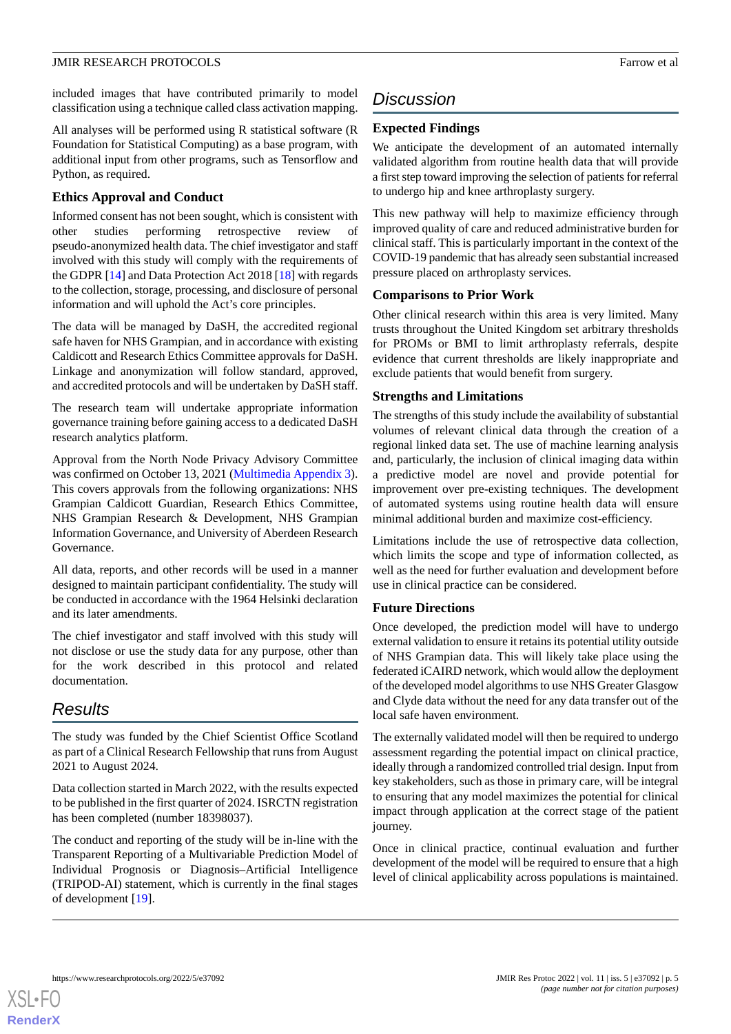included images that have contributed primarily to model classification using a technique called class activation mapping.

All analyses will be performed using R statistical software (R Foundation for Statistical Computing) as a base program, with additional input from other programs, such as Tensorflow and Python, as required.

### Ethics Approval and Conduct

Informed consent has not been sought, which is consistent with other studies performing retrospective review of pseudo-anonymized health data. The chief investigator and staff involved with this study will comply with the requirements of the GDPR [14] and Data Protection Act 2018 [18] with regards to the collection, storage, processing, and disclosure of personal information and will uphold the Act's core principles.

The data will be managed by DaSH, the accredited regional safe haven for NHS Grampian, and in accordance with existing Caldicott and Research Ethics Committee approvals for DaSH. Linkage and anonymization will follow standard, approved, and accredited protocols and will be undertaken by DaSH staff.

The research team will undertake appropriate information governance training before gaining access to a dedicated DaSH research analytics platform.

Approval from the North Node Privacy Advisory Committee was confirmed on October 13, 2021 (Multimedia Appendix 3). This covers approvals from the following organizations: NHS Grampian Caldicott Guardian, Research Ethics Committee, NHS Grampian Research & Development, NHS Grampian Information Governance, and University of Aberdeen Research Governance.

All data, reports, and other records will be used in a manner designed to maintain participant confidentiality. The study will be conducted in accordance with the 1964 Helsinki declaration and its later amendments.

The chief investigator and staff involved with this study will not disclose or use the study data for any purpose, other than for the work described in this protocol and related documentation.

## Results

The study was funded by the Chief Scientist Office Scotland as part of a Clinical Research Fellowship that runs from August 2021 to August 2024.

Data collection started in March 2022, with the results expected to be published in the first quarter of 2024. ISRCTN registration has been completed (number 18398037).

The conduct and reporting of the study will be in-line with the Transparent Reporting of a Multivariable Prediction Model of Individual Prognosis or Diagnosis–Artificial Intelligence (TRIPOD-AI) statement, which is currently in the final stages of development [19].

## Discussion

### Expected Findings

We anticipate the development of an automated internally validated algorithm from routine health data that will provide a first step toward improving the selection of patients for referral to undergo hip and knee arthroplasty surgery.

This new pathway will help to maximize efficiency through improved quality of care and reduced administrative burden for clinical staff. This is particularly important in the context of the COVID-19 pandemic that has already seen substantial increased pressure placed on arthroplasty services.

### Comparisons to Prior Work

Other clinical research within this area is very limited. Many trusts throughout the United Kingdom set arbitrary thresholds for PROMs or BMI to limit arthroplasty referrals, despite evidence that current thresholds are likely inappropriate and exclude patients that would benefit from surgery.

### Strengths and Limitations

The strengths of this study include the availability of substantial volumes of relevant clinical data through the creation of a regional linked data set. The use of machine learning analysis and, particularly, the inclusion of clinical imaging data within a predictive model are novel and provide potential for improvement over pre-existing techniques. The development of automated systems using routine health data will ensure minimal additional burden and maximize cost-efficiency.

Limitations include the use of retrospective data collection, which limits the scope and type of information collected, as well as the need for further evaluation and development before use in clinical practice can be considered.

### Future Directions

Once developed, the prediction model will have to undergo external validation to ensure it retains its potential utility outside of NHS Grampian data. This will likely take place using the federated iCAIRD network, which would allow the deployment of the developed model algorithms to use NHS Greater Glasgow and Clyde data without the need for any data transfer out of the local safe haven environment.

The externally validated model will then be required to undergo assessment regarding the potential impact on clinical practice, ideally through a randomized controlled trial design. Input from key stakeholders, such as those in primary care, will be integral to ensuring that any model maximizes the potential for clinical impact through application at the correct stage of the patient journey.

Once in clinical practice, continual evaluation and further development of the model will be required to ensure that a high level of clinical applicability across populations is maintained.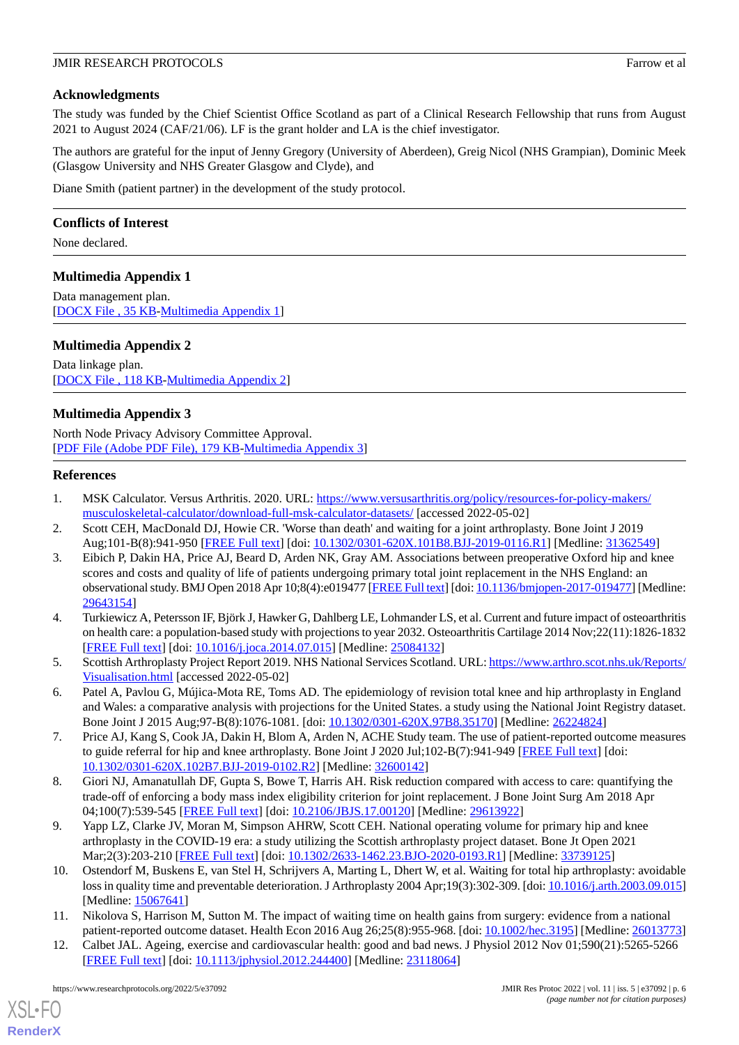## Acknowledgments

The study was funded by the Chief Scientist Office Scotland as part of a Clinical Research Fellowship that runs from August 2021 to August 2024 (CAF/21/06). LF is the grant holder and LA is the chief investigator.

The authors are grateful for the input of Jenny Gregory (University of Aberdeen), Greig Nicol (NHS Grampian), Dominic Meek (Glasgow University and NHS Greater Glasgow and Clyde), and

Diane Smith (patient partner) in the development of the study protocol.

## Conflicts of Interest

None declared.

## Multimedia Appendix 1

Data management plan.
[DOCX File , 35 KB-Multimedia Appendix 1]

## Multimedia Appendix 2

Data linkage plan.
[DOCX File , 118 KB-Multimedia Appendix 2]

## Multimedia Appendix 3

North Node Privacy Advisory Committee Approval.
[PDF File (Adobe PDF File), 179 KB-Multimedia Appendix 3]

## References

1. MSK Calculator. Versus Arthritis. 2020. URL: https://www.versusarthritis.org/policy/resources-for-policy-makers/musculoskeletal-calculator/download-full-msk-calculator-datasets/ [accessed 2022-05-02]
2. Scott CEH, MacDonald DJ, Howie CR. 'Worse than death' and waiting for a joint arthroplasty. Bone Joint J 2019 Aug;101-B(8):941-950 [FREE Full text] [doi: 10.1302/0301-620X.101B8.BJJ-2019-0116.R1] [Medline: 31362549]
3. Eibich P, Dakin HA, Price AJ, Beard D, Arden NK, Gray AM. Associations between preoperative Oxford hip and knee scores and costs and quality of life of patients undergoing primary total joint replacement in the NHS England: an observational study. BMJ Open 2018 Apr 10;8(4):e019477 [FREE Full text] [doi: 10.1136/bmjopen-2017-019477] [Medline: 29643154]
4. Turkiewicz A, Petersson IF, Björk J, Hawker G, Dahlberg LE, Lohmander LS, et al. Current and future impact of osteoarthritis on health care: a population-based study with projections to year 2032. Osteoarthritis Cartilage 2014 Nov;22(11):1826-1832 [FREE Full text] [doi: 10.1016/j.joca.2014.07.015] [Medline: 25084132]
5. Scottish Arthroplasty Project Report 2019. NHS National Services Scotland. URL: https://www.arthro.scot.nhs.uk/Reports/Visualisation.html [accessed 2022-05-02]
6. Patel A, Pavlou G, Mújica-Mota RE, Toms AD. The epidemiology of revision total knee and hip arthroplasty in England and Wales: a comparative analysis with projections for the United States. a study using the National Joint Registry dataset. Bone Joint J 2015 Aug;97-B(8):1076-1081. [doi: 10.1302/0301-620X.97B8.35170] [Medline: 26224824]
7. Price AJ, Kang S, Cook JA, Dakin H, Blom A, Arden N, ACHE Study team. The use of patient-reported outcome measures to guide referral for hip and knee arthroplasty. Bone Joint J 2020 Jul;102-B(7):941-949 [FREE Full text] [doi: 10.1302/0301-620X.102B7.BJJ-2019-0102.R2] [Medline: 32600142]
8. Giori NJ, Amanatullah DF, Gupta S, Bowe T, Harris AH. Risk reduction compared with access to care: quantifying the trade-off of enforcing a body mass index eligibility criterion for joint replacement. J Bone Joint Surg Am 2018 Apr 04;100(7):539-545 [FREE Full text] [doi: 10.2106/JBJS.17.00120] [Medline: 29613922]
9. Yapp LZ, Clarke JV, Moran M, Simpson AHRW, Scott CEH. National operating volume for primary hip and knee arthroplasty in the COVID-19 era: a study utilizing the Scottish arthroplasty project dataset. Bone Jt Open 2021 Mar;2(3):203-210 [FREE Full text] [doi: 10.1302/2633-1462.23.BJO-2020-0193.R1] [Medline: 33739125]
10. Ostendorf M, Buskens E, van Stel H, Schrijvers A, Marting L, Dhert W, et al. Waiting for total hip arthroplasty: avoidable loss in quality time and preventable deterioration. J Arthroplasty 2004 Apr;19(3):302-309. [doi: 10.1016/j.arth.2003.09.015] [Medline: 15067641]
11. Nikolova S, Harrison M, Sutton M. The impact of waiting time on health gains from surgery: evidence from a national patient-reported outcome dataset. Health Econ 2016 Aug 26;25(8):955-968. [doi: 10.1002/hec.3195] [Medline: 26013773]
12. Calbet JAL. Ageing, exercise and cardiovascular health: good and bad news. J Physiol 2012 Nov 01;590(21):5265-5266 [FREE Full text] [doi: 10.1113/jphysiol.2012.244400] [Medline: 23118064]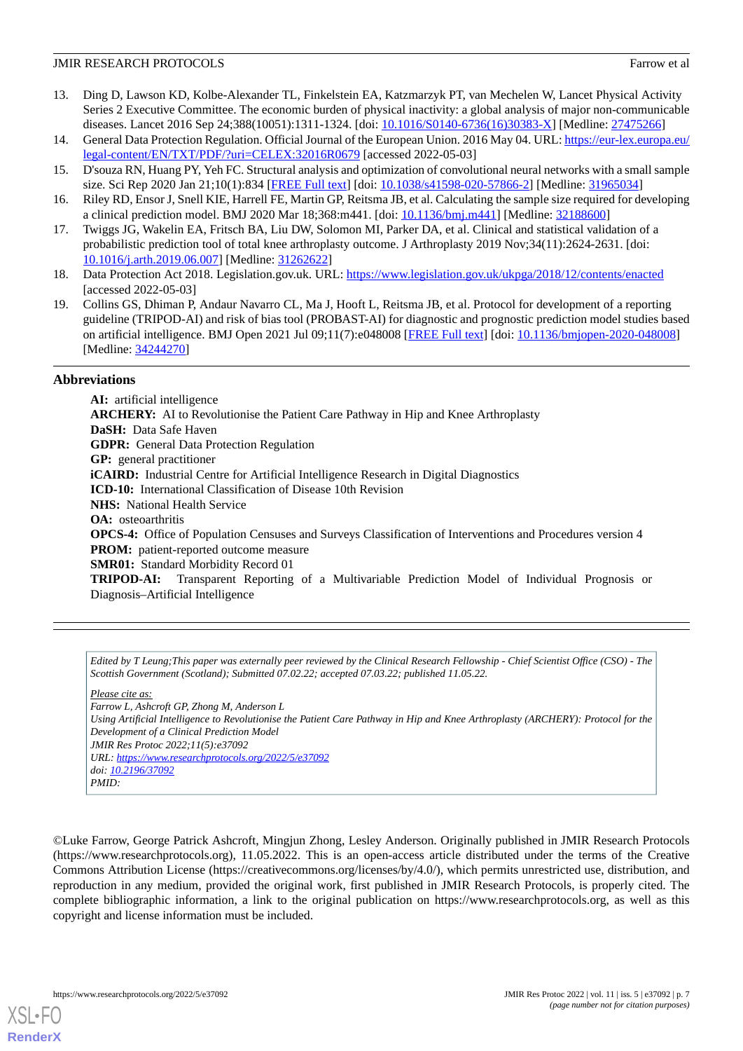13. Ding D, Lawson KD, Kolbe-Alexander TL, Finkelstein EA, Katzmarzyk PT, van Mechelen W, Lancet Physical Activity Series 2 Executive Committee. The economic burden of physical inactivity: a global analysis of major non-communicable diseases. Lancet 2016 Sep 24;388(10051):1311-1324. [doi: 10.1016/S0140-6736(16)30383-X] [Medline: 27475266]
14. General Data Protection Regulation. Official Journal of the European Union. 2016 May 04. URL: https://eur-lex.europa.eu/legal-content/EN/TXT/PDF/?uri=CELEX:32016R0679 [accessed 2022-05-03]
15. D'souza RN, Huang PY, Yeh FC. Structural analysis and optimization of convolutional neural networks with a small sample size. Sci Rep 2020 Jan 21;10(1):834 [FREE Full text] [doi: 10.1038/s41598-020-57866-2] [Medline: 31965034]
16. Riley RD, Ensor J, Snell KIE, Harrell FE, Martin GP, Reitsma JB, et al. Calculating the sample size required for developing a clinical prediction model. BMJ 2020 Mar 18;368:m441. [doi: 10.1136/bmj.m441] [Medline: 32188600]
17. Twiggs JG, Wakelin EA, Fritsch BA, Liu DW, Solomon MI, Parker DA, et al. Clinical and statistical validation of a probabilistic prediction tool of total knee arthroplasty outcome. J Arthroplasty 2019 Nov;34(11):2624-2631. [doi: 10.1016/j.arth.2019.06.007] [Medline: 31262622]
18. Data Protection Act 2018. Legislation.gov.uk. URL: https://www.legislation.gov.uk/ukpga/2018/12/contents/enacted [accessed 2022-05-03]
19. Collins GS, Dhiman P, Andaur Navarro CL, Ma J, Hooft L, Reitsma JB, et al. Protocol for development of a reporting guideline (TRIPOD-AI) and risk of bias tool (PROBAST-AI) for diagnostic and prognostic prediction model studies based on artificial intelligence. BMJ Open 2021 Jul 09;11(7):e048008 [FREE Full text] [doi: 10.1136/bmjopen-2020-048008] [Medline: 34244270]

## Abbreviations

**AI:** artificial intelligence
**ARCHERY:** AI to Revolutionise the Patient Care Pathway in Hip and Knee Arthroplasty
**DaSH:** Data Safe Haven
**GDPR:** General Data Protection Regulation
**GP:** general practitioner
**iCAIRD:** Industrial Centre for Artificial Intelligence Research in Digital Diagnostics
**ICD-10:** International Classification of Disease 10th Revision
**NHS:** National Health Service
**OA:** osteoarthritis
**OPCS-4:** Office of Population Censuses and Surveys Classification of Interventions and Procedures version 4
**PROM:** patient-reported outcome measure
**SMR01:** Standard Morbidity Record 01
**TRIPOD-AI:** Transparent Reporting of a Multivariable Prediction Model of Individual Prognosis or Diagnosis–Artificial Intelligence

---

*Edited by T Leung;This paper was externally peer reviewed by the Clinical Research Fellowship - Chief Scientist Office (CSO) - The Scottish Government (Scotland); Submitted 07.02.22; accepted 07.03.22; published 11.05.22.*

*Please cite as:*
*Farrow L, Ashcroft GP, Zhong M, Anderson L*
*Using Artificial Intelligence to Revolutionise the Patient Care Pathway in Hip and Knee Arthroplasty (ARCHERY): Protocol for the Development of a Clinical Prediction Model*
*JMIR Res Protoc 2022;11(5):e37092*
*URL: https://www.researchprotocols.org/2022/5/e37092*
*doi: 10.2196/37092*
*PMID:*

©Luke Farrow, George Patrick Ashcroft, Mingjun Zhong, Lesley Anderson. Originally published in JMIR Research Protocols (https://www.researchprotocols.org), 11.05.2022. This is an open-access article distributed under the terms of the Creative Commons Attribution License (https://creativecommons.org/licenses/by/4.0/), which permits unrestricted use, distribution, and reproduction in any medium, provided the original work, first published in JMIR Research Protocols, is properly cited. The complete bibliographic information, a link to the original publication on https://www.researchprotocols.org, as well as this copyright and license information must be included.